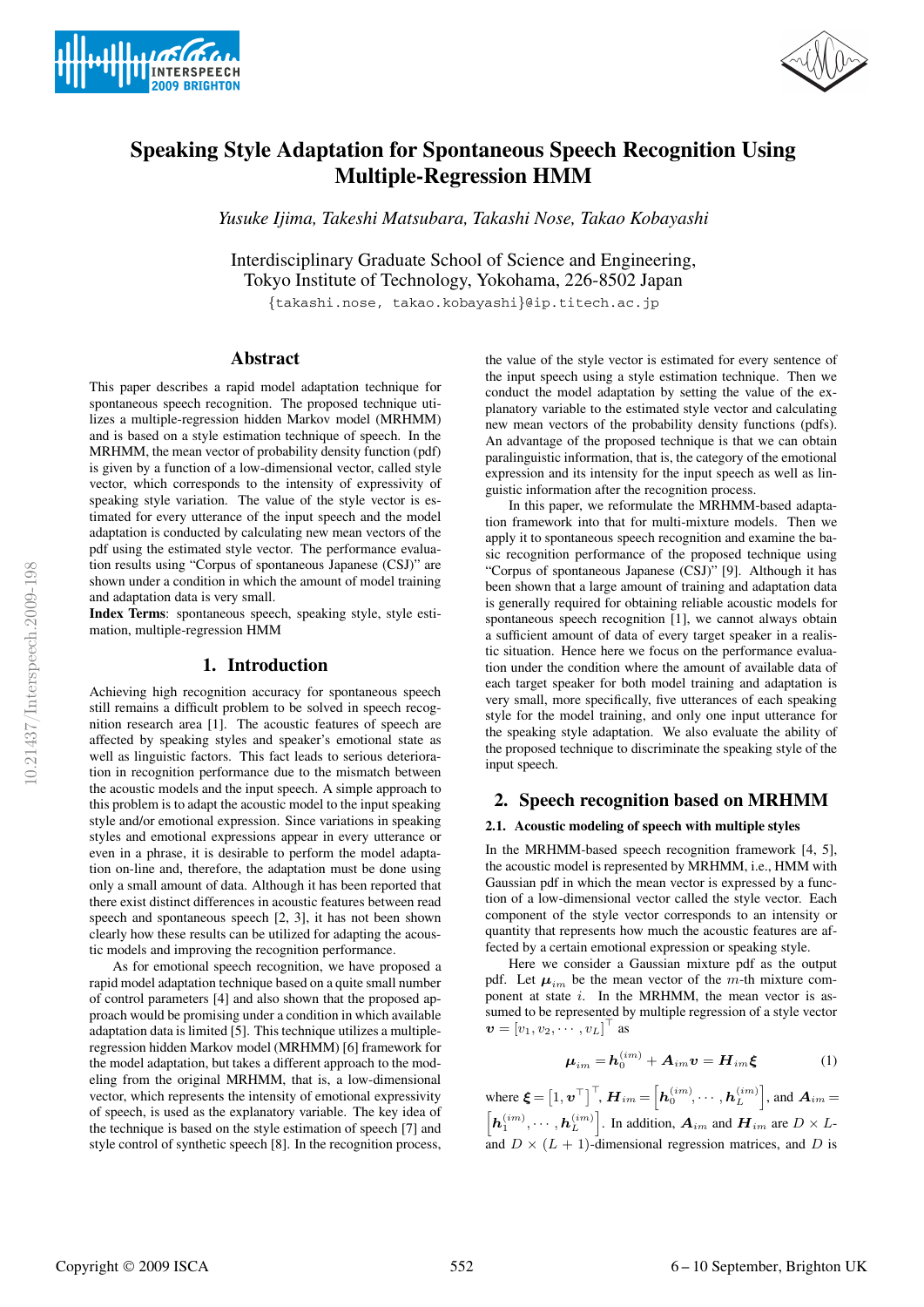# Speaking Style Adaptation for Spontaneous Speech Recognition Using Multiple-Regression HMM

*Yusuke Ijima, Takeshi Matsubara, Takashi Nose, Takao Kobayashi*

Interdisciplinary Graduate School of Science and Engineering,
Tokyo Institute of Technology, Yokohama, 226-8502 Japan

{takashi.nose, takao.kobayashi}@ip.titech.ac.jp

## Abstract

This paper describes a rapid model adaptation technique for spontaneous speech recognition. The proposed technique utilizes a multiple-regression hidden Markov model (MRHMM) and is based on a style estimation technique of speech. In the MRHMM, the mean vector of probability density function (pdf) is given by a function of a low-dimensional vector, called style vector, which corresponds to the intensity of expressivity of speaking style variation. The value of the style vector is estimated for every utterance of the input speech and the model adaptation is conducted by calculating new mean vectors of the pdf using the estimated style vector. The performance evaluation results using "Corpus of spontaneous Japanese (CSJ)" are shown under a condition in which the amount of model training and adaptation data is very small.

**Index Terms**: spontaneous speech, speaking style, style estimation, multiple-regression HMM

## 1. Introduction

Achieving high recognition accuracy for spontaneous speech still remains a difficult problem to be solved in speech recognition research area [1]. The acoustic features of speech are affected by speaking styles and speaker's emotional state as well as linguistic factors. This fact leads to serious deterioration in recognition performance due to the mismatch between the acoustic models and the input speech. A simple approach to this problem is to adapt the acoustic model to the input speaking style and/or emotional expression. Since variations in speaking styles and emotional expressions appear in every utterance or even in a phrase, it is desirable to perform the model adaptation on-line and, therefore, the adaptation must be done using only a small amount of data. Although it has been reported that there exist distinct differences in acoustic features between read speech and spontaneous speech [2, 3], it has not been shown clearly how these results can be utilized for adapting the acoustic models and improving the recognition performance.

As for emotional speech recognition, we have proposed a rapid model adaptation technique based on a quite small number of control parameters [4] and also shown that the proposed approach would be promising under a condition in which available adaptation data is limited [5]. This technique utilizes a multiple-regression hidden Markov model (MRHMM) [6] framework for the model adaptation, but takes a different approach to the modeling from the original MRHMM, that is, a low-dimensional vector, which represents the intensity of emotional expressivity of speech, is used as the explanatory variable. The key idea of the technique is based on the style estimation of speech [7] and style control of synthetic speech [8]. In the recognition process, the value of the style vector is estimated for every sentence of the input speech using a style estimation technique. Then we conduct the model adaptation by setting the value of the explanatory variable to the estimated style vector and calculating new mean vectors of the probability density functions (pdfs). An advantage of the proposed technique is that we can obtain paralinguistic information, that is, the category of the emotional expression and its intensity for the input speech as well as linguistic information after the recognition process.

In this paper, we reformulate the MRHMM-based adaptation framework into that for multi-mixture models. Then we apply it to spontaneous speech recognition and examine the basic recognition performance of the proposed technique using "Corpus of spontaneous Japanese (CSJ)" [9]. Although it has been shown that a large amount of training and adaptation data is generally required for obtaining reliable acoustic models for spontaneous speech recognition [1], we cannot always obtain a sufficient amount of data of every target speaker in a realistic situation. Hence here we focus on the performance evaluation under the condition where the amount of available data of each target speaker for both model training and adaptation is very small, more specifically, five utterances of each speaking style for the model training, and only one input utterance for the speaking style adaptation. We also evaluate the ability of the proposed technique to discriminate the speaking style of the input speech.

## 2. Speech recognition based on MRHMM

### 2.1. Acoustic modeling of speech with multiple styles

In the MRHMM-based speech recognition framework [4, 5], the acoustic model is represented by MRHMM, i.e., HMM with Gaussian pdf in which the mean vector is expressed by a function of a low-dimensional vector called the style vector. Each component of the style vector corresponds to an intensity or quantity that represents how much the acoustic features are affected by a certain emotional expression or speaking style.

Here we consider a Gaussian mixture pdf as the output pdf. Let $\boldsymbol{\mu}_{im}$ be the mean vector of the $m$-th mixture component at state $i$. In the MRHMM, the mean vector is assumed to be represented by multiple regression of a style vector $\boldsymbol{v} = [v_1, v_2, \cdots, v_L]^\top$ as

$$\boldsymbol{\mu}_{im} = \boldsymbol{h}_0^{(im)} + \boldsymbol{A}_{im}\boldsymbol{v} = \boldsymbol{H}_{im}\boldsymbol{\xi} \tag{1}$$

where $\boldsymbol{\xi} = \left[1, \boldsymbol{v}^\top\right]^\top$, $\boldsymbol{H}_{im} = \left[\boldsymbol{h}_0^{(im)}, \cdots, \boldsymbol{h}_L^{(im)}\right]$, and $\boldsymbol{A}_{im} = \left[\boldsymbol{h}_1^{(im)}, \cdots, \boldsymbol{h}_L^{(im)}\right]$. In addition, $\boldsymbol{A}_{im}$ and $\boldsymbol{H}_{im}$ are $D \times L$- and $D \times (L+1)$-dimensional regression matrices, and $D$ is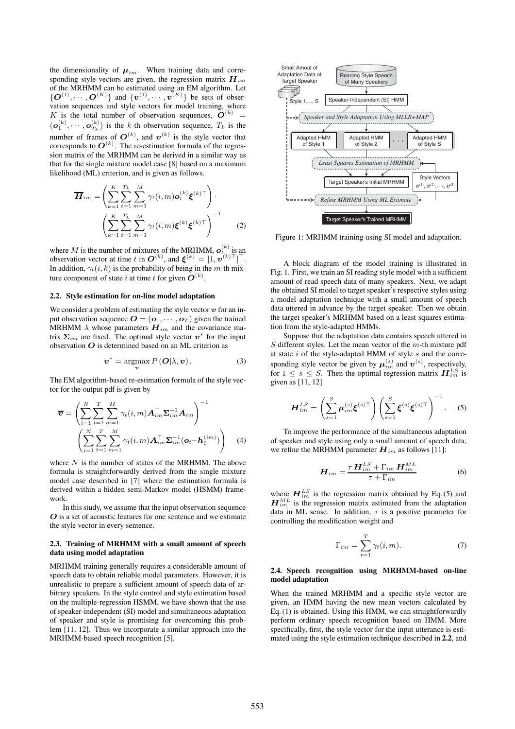the dimensionality of $\boldsymbol{\mu}_{im}$. When training data and corresponding style vectors are given, the regression matrix $\boldsymbol{H}_{im}$ of the MRHMM can be estimated using an EM algorithm. Let $\{\boldsymbol{O}^{(1)}, \cdots, \boldsymbol{O}^{(K)}\}$ and $\{\boldsymbol{v}^{(1)}, \cdots, \boldsymbol{v}^{(K)}\}$ be sets of observation sequences and style vectors for model training, where $K$ is the total number of observation sequences, $\boldsymbol{O}^{(k)} = (\boldsymbol{o}_1^{(k)}, \cdots, \boldsymbol{o}_{T_k}^{(k)})$ is the $k$-th observation sequence, $T_k$ is the number of frames of $\boldsymbol{O}^{(k)}$, and $\boldsymbol{v}^{(k)}$ is the style vector that corresponds to $\boldsymbol{O}^{(k)}$. The re-estimation formula of the regression matrix of the MRHMM can be derived in a similar way as that for the single mixture model case [8] based on a maximum likelihood (ML) criterion, and is given as follows.

$$\overline{\boldsymbol{H}}_{im} = \left( \sum_{k=1}^{K} \sum_{t=1}^{T_k} \sum_{m=1}^{M} \gamma_t(i,m) \boldsymbol{o}_t^{(k)} \boldsymbol{\xi}^{(k)\top} \right) \cdot \left( \sum_{k=1}^{K} \sum_{t=1}^{T_k} \sum_{m=1}^{M} \gamma_t(i,m) \boldsymbol{\xi}^{(k)} \boldsymbol{\xi}^{(k)\top} \right)^{-1} \quad (2)$$

where $M$ is the number of mixtures of the MRHMM, $\boldsymbol{o}_t^{(k)}$ is an observation vector at time $t$ in $\boldsymbol{O}^{(k)}$, and $\boldsymbol{\xi}^{(k)} = [1, \boldsymbol{v}^{(k)\top}]^\top$. In addition, $\gamma_t(i,k)$ is the probability of being in the $m$-th mixture component of state $i$ at time $t$ for given $\boldsymbol{O}^{(k)}$.

### 2.2. Style estimation for on-line model adaptation

We consider a problem of estimating the style vector $\boldsymbol{v}$ for an input observation sequence $\boldsymbol{O} = (\boldsymbol{o}_1, \cdots, \boldsymbol{o}_T)$ given the trained MRHMM $\lambda$ whose parameters $\boldsymbol{H}_{im}$ and the covariance matrix $\boldsymbol{\Sigma}_{im}$ are fixed. The optimal style vector $\boldsymbol{v}^*$ for the input observation $\boldsymbol{O}$ is determined based on an ML criterion as

$$\boldsymbol{v}^* = \underset{\boldsymbol{v}}{\operatorname{argmax}}\, P(\boldsymbol{O}|\lambda, \boldsymbol{v}). \quad (3)$$

The EM algorithm-based re-estimation formula of the style vector for the output pdf is given by

$$\overline{\boldsymbol{v}} = \left( \sum_{i=1}^{N} \sum_{t=1}^{T} \sum_{m=1}^{M} \gamma_t(i,m) \boldsymbol{A}_{im}^\top \boldsymbol{\Sigma}_{im}^{-1} \boldsymbol{A}_{im} \right)^{-1} \left( \sum_{i=1}^{N} \sum_{t=1}^{T} \sum_{m=1}^{M} \gamma_t(i,m) \boldsymbol{A}_{im}^\top \boldsymbol{\Sigma}_{im}^{-1} (\boldsymbol{o}_t - \boldsymbol{h}_0^{(im)}) \right) \quad (4)$$

where $N$ is the number of states of the MRHMM. The above formula is straightforwardly derived from the single mixture model case described in [7] where the estimation formula is derived within a hidden semi-Markov model (HSMM) framework.

In this study, we assume that the input observation sequence $\boldsymbol{O}$ is a set of acoustic features for one sentence and we estimate the style vector in every sentence.

### 2.3. Training of MRHMM with a small amount of speech data using model adaptation

MRHMM training generally requires a considerable amount of speech data to obtain reliable model parameters. However, it is unrealistic to prepare a sufficient amount of speech data of arbitrary speakers. In the style control and style estimation based on the multiple-regression HSMM, we have shown that the use of speaker-independent (SI) model and simultaneous adaptation of speaker and style is promising for overcoming this problem [11, 12]. Thus we incorporate a similar approach into the MRHMM-based speech recognition [5].

Figure 1: MRHMM training using SI model and adaptation.

A block diagram of the model training is illustrated in Fig. 1. First, we train an SI reading style model with a sufficient amount of read speech data of many speakers. Next, we adapt the obtained SI model to target speaker's respective styles using a model adaptation technique with a small amount of speech data uttered in advance by the target speaker. Then we obtain the target speaker's MRHMM based on a least squares estimation from the style-adapted HMMs.

Suppose that the adaptation data contains speech uttered in $S$ different styles. Let the mean vector of the $m$-th mixture pdf at state $i$ of the style-adapted HMM of style $s$ and the corresponding style vector be given by $\boldsymbol{\mu}_{im}^{(s)}$ and $\boldsymbol{v}^{(s)}$, respectively, for $1 \le s \le S$. Then the optimal regression matrix $\boldsymbol{H}_{im}^{LS}$ is given as [11, 12]

$$\boldsymbol{H}_{im}^{LS} = \left( \sum_{s=1}^{S} \boldsymbol{\mu}_{im}^{(s)} \boldsymbol{\xi}^{(s)\top} \right) \left( \sum_{s=1}^{S} \boldsymbol{\xi}^{(s)} \boldsymbol{\xi}^{(s)\top} \right)^{-1}. \quad (5)$$

To improve the performance of the simultaneous adaptation of speaker and style using only a small amount of speech data, we refine the MRHMM parameter $\boldsymbol{H}_{im}$ as follows [11]:

$$\boldsymbol{H}_{im} = \frac{\tau \boldsymbol{H}_{im}^{LS} + \Gamma_{im} \boldsymbol{H}_{im}^{ML}}{\tau + \Gamma_{im}} \quad (6)$$

where $\boldsymbol{H}_{im}^{LS}$ is the regression matrix obtained by Eq. (5) and $\boldsymbol{H}_{im}^{ML}$ is the regression matrix estimated from the adaptation data in ML sense. In addition, $\tau$ is a positive parameter for controlling the modification weight and

$$\Gamma_{im} = \sum_{t=1}^{T} \gamma_t(i,m). \quad (7)$$

### 2.4. Speech recognition using MRHMM-based on-line model adaptation

When the trained MRHMM and a specific style vector are given, an HMM having the new mean vectors calculated by Eq. (1) is obtained. Using this HMM, we can straightforwardly perform ordinary speech recognition based on HMM. More specifically, first, the style vector for the input utterance is estimated using the style estimation technique described in **2.2**, and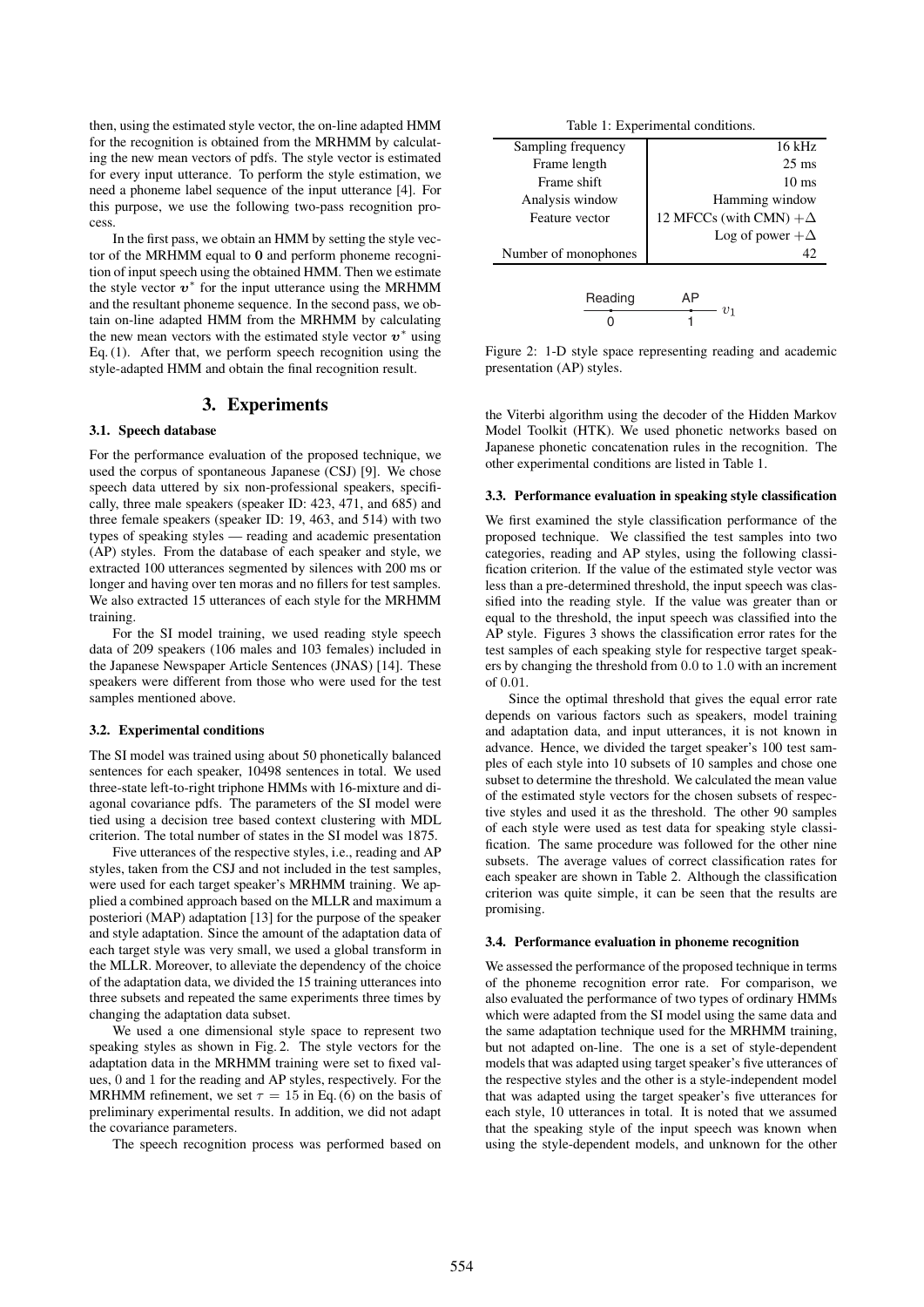then, using the estimated style vector, the on-line adapted HMM for the recognition is obtained from the MRHMM by calculating the new mean vectors of pdfs. The style vector is estimated for every input utterance. To perform the style estimation, we need a phoneme label sequence of the input utterance [4]. For this purpose, we use the following two-pass recognition process.

In the first pass, we obtain an HMM by setting the style vector of the MRHMM equal to $\mathbf{0}$ and perform phoneme recognition of input speech using the obtained HMM. Then we estimate the style vector $\boldsymbol{v}^*$ for the input utterance using the MRHMM and the resultant phoneme sequence. In the second pass, we obtain on-line adapted HMM from the MRHMM by calculating the new mean vectors with the estimated style vector $\boldsymbol{v}^*$ using Eq. (1). After that, we perform speech recognition using the style-adapted HMM and obtain the final recognition result.

## 3. Experiments

### 3.1. Speech database

For the performance evaluation of the proposed technique, we used the corpus of spontaneous Japanese (CSJ) [9]. We chose speech data uttered by six non-professional speakers, specifically, three male speakers (speaker ID: 423, 471, and 685) and three female speakers (speaker ID: 19, 463, and 514) with two types of speaking styles — reading and academic presentation (AP) styles. From the database of each speaker and style, we extracted 100 utterances segmented by silences with 200 ms or longer and having over ten moras and no fillers for test samples. We also extracted 15 utterances of each style for the MRHMM training.

For the SI model training, we used reading style speech data of 209 speakers (106 males and 103 females) included in the Japanese Newspaper Article Sentences (JNAS) [14]. These speakers were different from those who were used for the test samples mentioned above.

### 3.2. Experimental conditions

The SI model was trained using about 50 phonetically balanced sentences for each speaker, 10498 sentences in total. We used three-state left-to-right triphone HMMs with 16-mixture and diagonal covariance pdfs. The parameters of the SI model were tied using a decision tree based context clustering with MDL criterion. The total number of states in the SI model was 1875.

Five utterances of the respective styles, i.e., reading and AP styles, taken from the CSJ and not included in the test samples, were used for each target speaker's MRHMM training. We applied a combined approach based on the MLLR and maximum a posteriori (MAP) adaptation [13] for the purpose of the speaker and style adaptation. Since the amount of the adaptation data of each target style was very small, we used a global transform in the MLLR. Moreover, to alleviate the dependency of the choice of the adaptation data, we divided the 15 training utterances into three subsets and repeated the same experiments three times by changing the adaptation data subset.

We used a one dimensional style space to represent two speaking styles as shown in Fig. 2. The style vectors for the adaptation data in the MRHMM training were set to fixed values, 0 and 1 for the reading and AP styles, respectively. For the MRHMM refinement, we set $\tau = 15$ in Eq. (6) on the basis of preliminary experimental results. In addition, we did not adapt the covariance parameters.

The speech recognition process was performed based on the Viterbi algorithm using the decoder of the Hidden Markov Model Toolkit (HTK). We used phonetic networks based on Japanese phonetic concatenation rules in the recognition. The other experimental conditions are listed in Table 1.

Table 1: Experimental conditions.

| | |
|---|---|
| Sampling frequency | 16 kHz |
| Frame length | 25 ms |
| Frame shift | 10 ms |
| Analysis window | Hamming window |
| Feature vector | 12 MFCCs (with CMN) $+\Delta$ |
| | Log of power $+\Delta$ |
| Number of monophones | 42 |

Reading (0) — AP (1) — $v_1$

Figure 2: 1-D style space representing reading and academic presentation (AP) styles.

### 3.3. Performance evaluation in speaking style classification

We first examined the style classification performance of the proposed technique. We classified the test samples into two categories, reading and AP styles, using the following classification criterion. If the value of the estimated style vector was less than a pre-determined threshold, the input speech was classified into the reading style. If the value was greater than or equal to the threshold, the input speech was classified into the AP style. Figures 3 shows the classification error rates for the test samples of each speaking style for respective target speakers by changing the threshold from 0.0 to 1.0 with an increment of 0.01.

Since the optimal threshold that gives the equal error rate depends on various factors such as speakers, model training and adaptation data, and input utterances, it is not known in advance. Hence, we divided the target speaker's 100 test samples of each style into 10 subsets of 10 samples and chose one subset to determine the threshold. We calculated the mean value of the estimated style vectors for the chosen subsets of respective styles and used it as the threshold. The other 90 samples of each style were used as test data for speaking style classification. The same procedure was followed for the other nine subsets. The average values of correct classification rates for each speaker are shown in Table 2. Although the classification criterion was quite simple, it can be seen that the results are promising.

### 3.4. Performance evaluation in phoneme recognition

We assessed the performance of the proposed technique in terms of the phoneme recognition error rate. For comparison, we also evaluated the performance of two types of ordinary HMMs which were adapted from the SI model using the same data and the same adaptation technique used for the MRHMM training, but not adapted on-line. The one is a set of style-dependent models that was adapted using target speaker's five utterances of the respective styles and the other is a style-independent model that was adapted using the target speaker's five utterances for each style, 10 utterances in total. It is noted that we assumed that the speaking style of the input speech was known when using the style-dependent models, and unknown for the other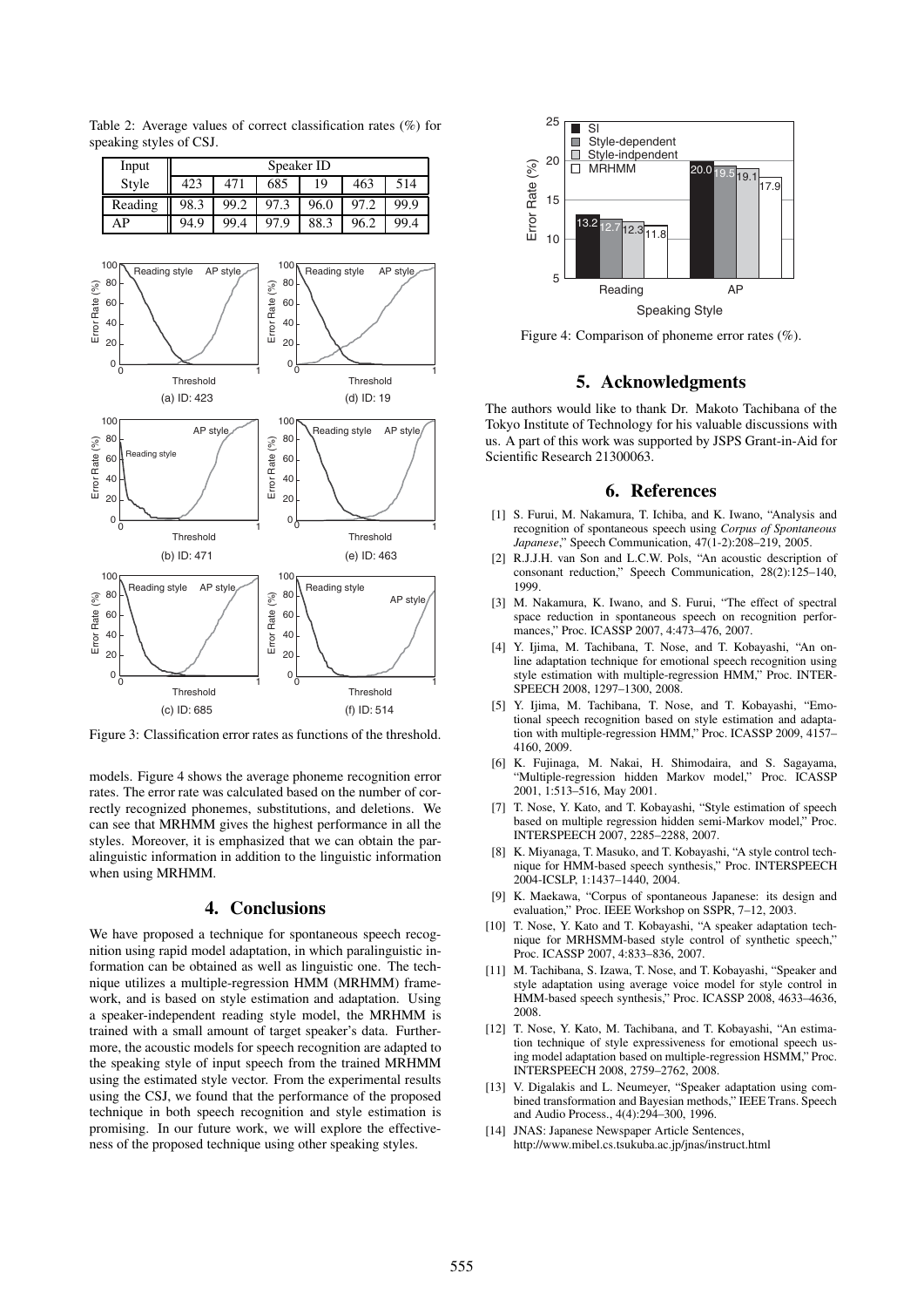Table 2: Average values of correct classification rates (%) for speaking styles of CSJ.

| Input Style | Speaker ID | | | | | |
|---|---|---|---|---|---|---|
| | 423 | 471 | 685 | 19 | 463 | 514 |
| Reading | 98.3 | 99.2 | 97.3 | 96.0 | 97.2 | 99.9 |
| AP | 94.9 | 99.4 | 97.9 | 88.3 | 96.2 | 99.4 |

Reading style AP style
Error Rate (%)
Threshold
(a) ID: 423
(b) ID: 471
(c) ID: 685
(d) ID: 19
(e) ID: 463
(f) ID: 514

Figure 3: Classification error rates as functions of the threshold.

models. Figure 4 shows the average phoneme recognition error rates. The error rate was calculated based on the number of correctly recognized phonemes, substitutions, and deletions. We can see that MRHMM gives the highest performance in all the styles. Moreover, it is emphasized that we can obtain the paralinguistic information in addition to the linguistic information when using MRHMM.

## 4. Conclusions

We have proposed a technique for spontaneous speech recognition using rapid model adaptation, in which paralinguistic information can be obtained as well as linguistic one. The technique utilizes a multiple-regression HMM (MRHMM) framework, and is based on style estimation and adaptation. Using a speaker-independent reading style model, the MRHMM is trained with a small amount of target speaker's data. Furthermore, the acoustic models for speech recognition are adapted to the speaking style of input speech from the trained MRHMM using the estimated style vector. From the experimental results using the CSJ, we found that the performance of the proposed technique in both speech recognition and style estimation is promising. In our future work, we will explore the effectiveness of the proposed technique using other speaking styles.

SI
Style-dependent
Style-indpendent
MRHMM
Error Rate (%)
13.2 12.7 12.3 11.8
20.0 19.5 19.1 17.9
Reading AP
Speaking Style

Figure 4: Comparison of phoneme error rates (%).

## 5. Acknowledgments

The authors would like to thank Dr. Makoto Tachibana of the Tokyo Institute of Technology for his valuable discussions with us. A part of this work was supported by JSPS Grant-in-Aid for Scientific Research 21300063.

## 6. References

[1] S. Furui, M. Nakamura, T. Ichiba, and K. Iwano, "Analysis and recognition of spontaneous speech using *Corpus of Spontaneous Japanese*," Speech Communication, 47(1-2):208–219, 2005.

[2] R.J.J.H. van Son and L.C.W. Pols, "An acoustic description of consonant reduction," Speech Communication, 28(2):125–140, 1999.

[3] M. Nakamura, K. Iwano, and S. Furui, "The effect of spectral space reduction in spontaneous speech on recognition performances," Proc. ICASSP 2007, 4:473–476, 2007.

[4] Y. Ijima, M. Tachibana, T. Nose, and T. Kobayashi, "An online adaptation technique for emotional speech recognition using style estimation with multiple-regression HMM," Proc. INTERSPEECH 2008, 1297–1300, 2008.

[5] Y. Ijima, M. Tachibana, T. Nose, and T. Kobayashi, "Emotional speech recognition based on style estimation and adaptation with multiple-regression HMM," Proc. ICASSP 2009, 4157–4160, 2009.

[6] K. Fujinaga, M. Nakai, H. Shimodaira, and S. Sagayama, "Multiple-regression hidden Markov model," Proc. ICASSP 2001, 1:513–516, May 2001.

[7] T. Nose, Y. Kato, and T. Kobayashi, "Style estimation of speech based on multiple regression hidden semi-Markov model," Proc. INTERSPEECH 2007, 2285–2288, 2007.

[8] K. Miyanaga, T. Masuko, and T. Kobayashi, "A style control technique for HMM-based speech synthesis," Proc. INTERSPEECH 2004-ICSLP, 1:1437–1440, 2004.

[9] K. Maekawa, "Corpus of spontaneous Japanese: its design and evaluation," Proc. IEEE Workshop on SSPR, 7–12, 2003.

[10] T. Nose, Y. Kato and T. Kobayashi, "A speaker adaptation technique for MRHSMM-based style control of synthetic speech," Proc. ICASSP 2007, 4:833–836, 2007.

[11] M. Tachibana, S. Izawa, T. Nose, and T. Kobayashi, "Speaker and style adaptation using average voice model for style control in HMM-based speech synthesis," Proc. ICASSP 2008, 4633–4636, 2008.

[12] T. Nose, Y. Kato, M. Tachibana, and T. Kobayashi, "An estimation technique of style expressiveness for emotional speech using model adaptation based on multiple-regression HSMM," Proc. INTERSPEECH 2008, 2759–2762, 2008.

[13] V. Digalakis and L. Neumeyer, "Speaker adaptation using combined transformation and Bayesian methods," IEEE Trans. Speech and Audio Process., 4(4):294–300, 1996.

[14] JNAS: Japanese Newspaper Article Sentences, http://www.mibel.cs.tsukuba.ac.jp/jnas/instruct.html